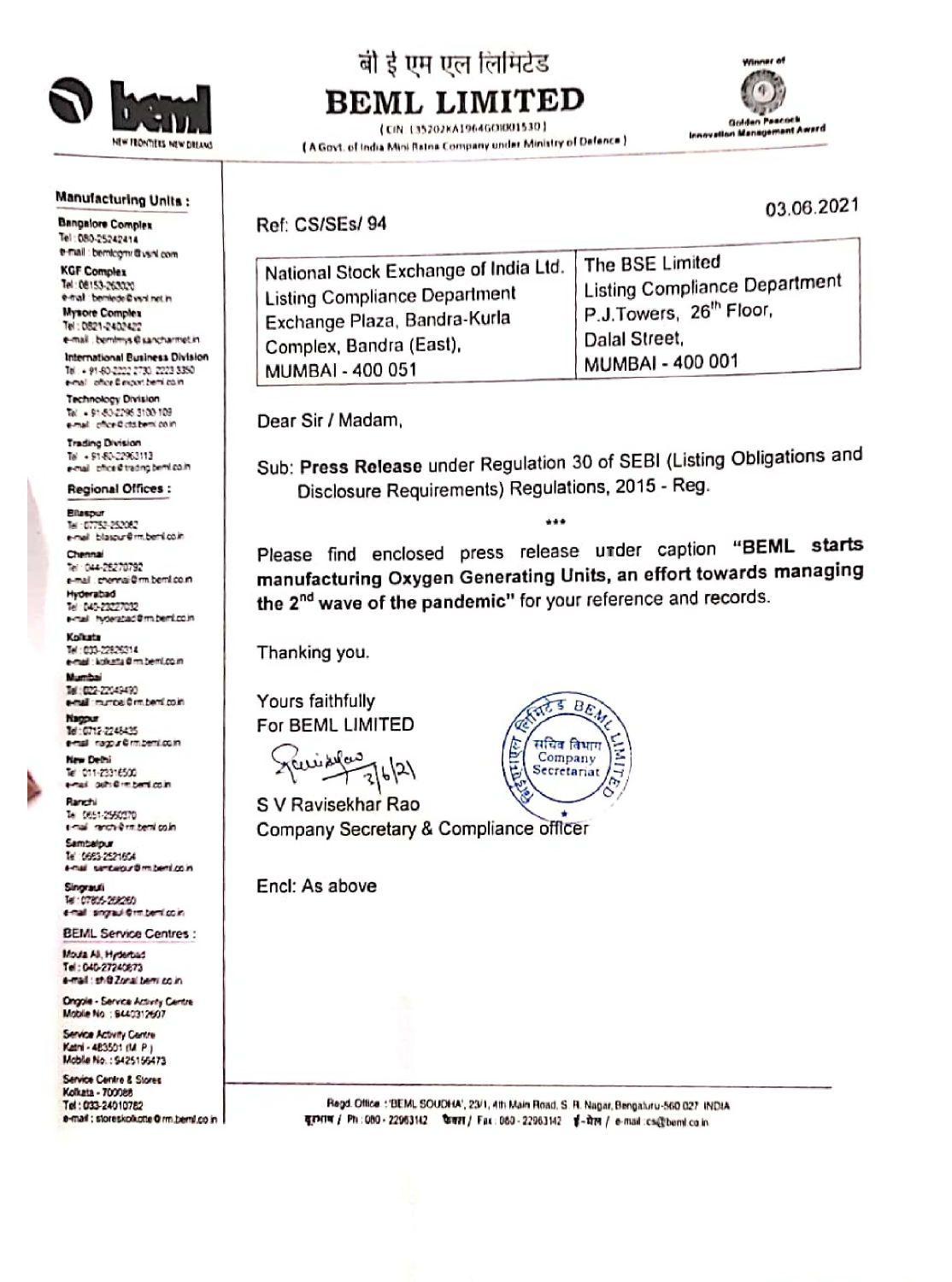बी ई एम एल लिमिटेड

# BEML LIMITED

(CIN: L35202KA1964GOI001530)

(A Govt. of India Mini Ratna Company under Ministry of Defence)

Winner of Golden Peacock Innovation Management Award

**Manufacturing Units :**

**Bangalore Complex**
Tel : 080-25242414
e-mail : bemlcgm@vsnl.com

**KGF Complex**
Tel : 08153-263020
e-mail : bemlede@vsnl.net.in

**Mysore Complex**
Tel : 0821-2402422
e-mail : bemlmys@sancharnet.in

**International Business Division**
Tel : + 91-80-2222 2730, 2223 3350
e-mail : office@export.beml.co.in

**Technology Division**
Tel : + 91-80-2296 3100-109
e-mail : office@cts.beml.co.in

**Trading Division**
Tel : + 91-80-22963113
e-mail : office@trading.beml.co.in

**Regional Offices :**

**Bilaspur**
Tel : 07752-252082
e-mail : bilaspur@rm.beml.co.in

**Chennai**
Tel : 044-28270792
e-mail : chennai@rm.beml.co.in

**Hyderabad**
Tel : 040-23227032
e-mail : hyderabad@rm.beml.co.in

**Kolkata**
Tel : 033-22826314
e-mail : kolkata@rm.beml.co.in

**Mumbai**
Tel : 022-22049490
e-mail : mumbai@rm.beml.co.in

**Nagpur**
Tel : 0712-2248435
e-mail : nagpur@rm.beml.co.in

**New Delhi**
Tel : 011-23316500
e-mail : delhi@rm.beml.co.in

**Ranchi**
Tel : 0651-2560370
e-mail : ranchi@rm.beml.co.in

**Sambalpur**
Tel : 0663-2521604
e-mail : sambalpur@rm.beml.co.in

**Singrauli**
Tel : 07805-268260
e-mail : singrauli@rm.beml.co.in

**BEML Service Centres :**

Moula Ali, Hyderabad
Tel : 040-27240873
e-mail : sh@Zonal.beml.co.in

Ongole - Service Activity Centre
Mobile No. : 9440312607

Service Activity Centre
Katni - 483501 (M.P.)
Mobile No. : 9425156473

Service Centre & Stores
Kolkata - 700088
Tel : 033-24010782
e-mail : storeskolkotte@rm.beml.co.in

---

Ref: CS/SEs/ 94

03.06.2021

| National Stock Exchange of India Ltd. | The BSE Limited |
|---|---|
| Listing Compliance Department | Listing Compliance Department |
| Exchange Plaza, Bandra-Kurla | P.J.Towers, 26th Floor, |
| Complex, Bandra (East), | Dalal Street, |
| MUMBAI - 400 051 | MUMBAI - 400 001 |

Dear Sir / Madam,

Sub: **Press Release** under Regulation 30 of SEBI (Listing Obligations and Disclosure Requirements) Regulations, 2015 - Reg.

\*\*\*

Please find enclosed press release under caption **"BEML starts manufacturing Oxygen Generating Units, an effort towards managing the 2nd wave of the pandemic"** for your reference and records.

Thanking you.

Yours faithfully
For BEML LIMITED

3/6/21

S V Ravisekhar Rao
Company Secretary & Compliance officer

Encl: As above

Regd. Office : 'BEML SOUDHA', 23/1, 4th Main Road, S. R. Nagar, Bengaluru-560 027. INDIA
दूरभाष / Ph : 080 - 22963142 फैक्स / Fax : 080 - 22963142 ई-मेल / e-mail : cs@beml.co.in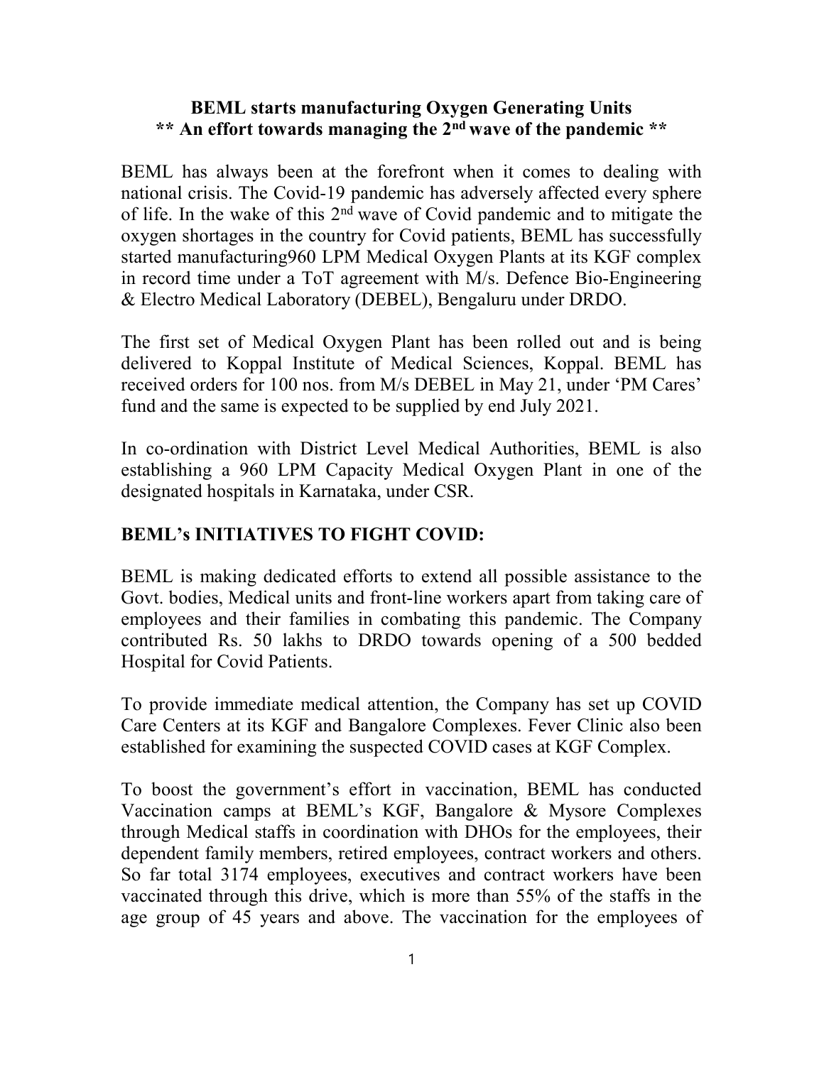**BEML starts manufacturing Oxygen Generating Units**
**** An effort towards managing the 2nd wave of the pandemic ****

BEML has always been at the forefront when it comes to dealing with national crisis. The Covid-19 pandemic has adversely affected every sphere of life. In the wake of this 2nd wave of Covid pandemic and to mitigate the oxygen shortages in the country for Covid patients, BEML has successfully started manufacturing960 LPM Medical Oxygen Plants at its KGF complex in record time under a ToT agreement with M/s. Defence Bio-Engineering & Electro Medical Laboratory (DEBEL), Bengaluru under DRDO.

The first set of Medical Oxygen Plant has been rolled out and is being delivered to Koppal Institute of Medical Sciences, Koppal. BEML has received orders for 100 nos. from M/s DEBEL in May 21, under 'PM Cares' fund and the same is expected to be supplied by end July 2021.

In co-ordination with District Level Medical Authorities, BEML is also establishing a 960 LPM Capacity Medical Oxygen Plant in one of the designated hospitals in Karnataka, under CSR.

## BEML's INITIATIVES TO FIGHT COVID:

BEML is making dedicated efforts to extend all possible assistance to the Govt. bodies, Medical units and front-line workers apart from taking care of employees and their families in combating this pandemic. The Company contributed Rs. 50 lakhs to DRDO towards opening of a 500 bedded Hospital for Covid Patients.

To provide immediate medical attention, the Company has set up COVID Care Centers at its KGF and Bangalore Complexes. Fever Clinic also been established for examining the suspected COVID cases at KGF Complex.

To boost the government's effort in vaccination, BEML has conducted Vaccination camps at BEML's KGF, Bangalore & Mysore Complexes through Medical staffs in coordination with DHOs for the employees, their dependent family members, retired employees, contract workers and others. So far total 3174 employees, executives and contract workers have been vaccinated through this drive, which is more than 55% of the staffs in the age group of 45 years and above. The vaccination for the employees of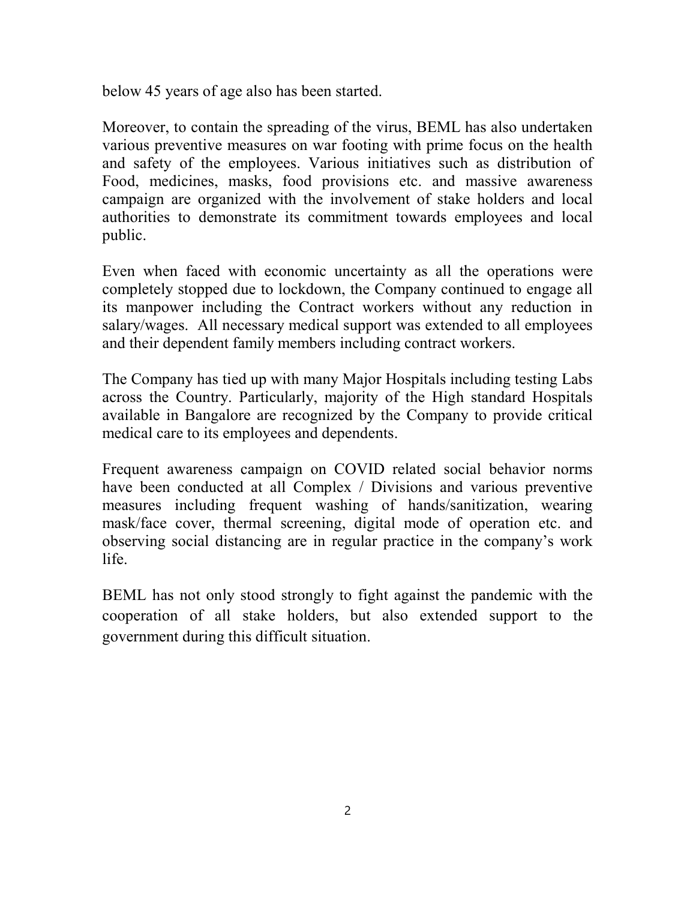below 45 years of age also has been started.

Moreover, to contain the spreading of the virus, BEML has also undertaken various preventive measures on war footing with prime focus on the health and safety of the employees. Various initiatives such as distribution of Food, medicines, masks, food provisions etc. and massive awareness campaign are organized with the involvement of stake holders and local authorities to demonstrate its commitment towards employees and local public.

Even when faced with economic uncertainty as all the operations were completely stopped due to lockdown, the Company continued to engage all its manpower including the Contract workers without any reduction in salary/wages. All necessary medical support was extended to all employees and their dependent family members including contract workers.

The Company has tied up with many Major Hospitals including testing Labs across the Country. Particularly, majority of the High standard Hospitals available in Bangalore are recognized by the Company to provide critical medical care to its employees and dependents.

Frequent awareness campaign on COVID related social behavior norms have been conducted at all Complex / Divisions and various preventive measures including frequent washing of hands/sanitization, wearing mask/face cover, thermal screening, digital mode of operation etc. and observing social distancing are in regular practice in the company's work life.

BEML has not only stood strongly to fight against the pandemic with the cooperation of all stake holders, but also extended support to the government during this difficult situation.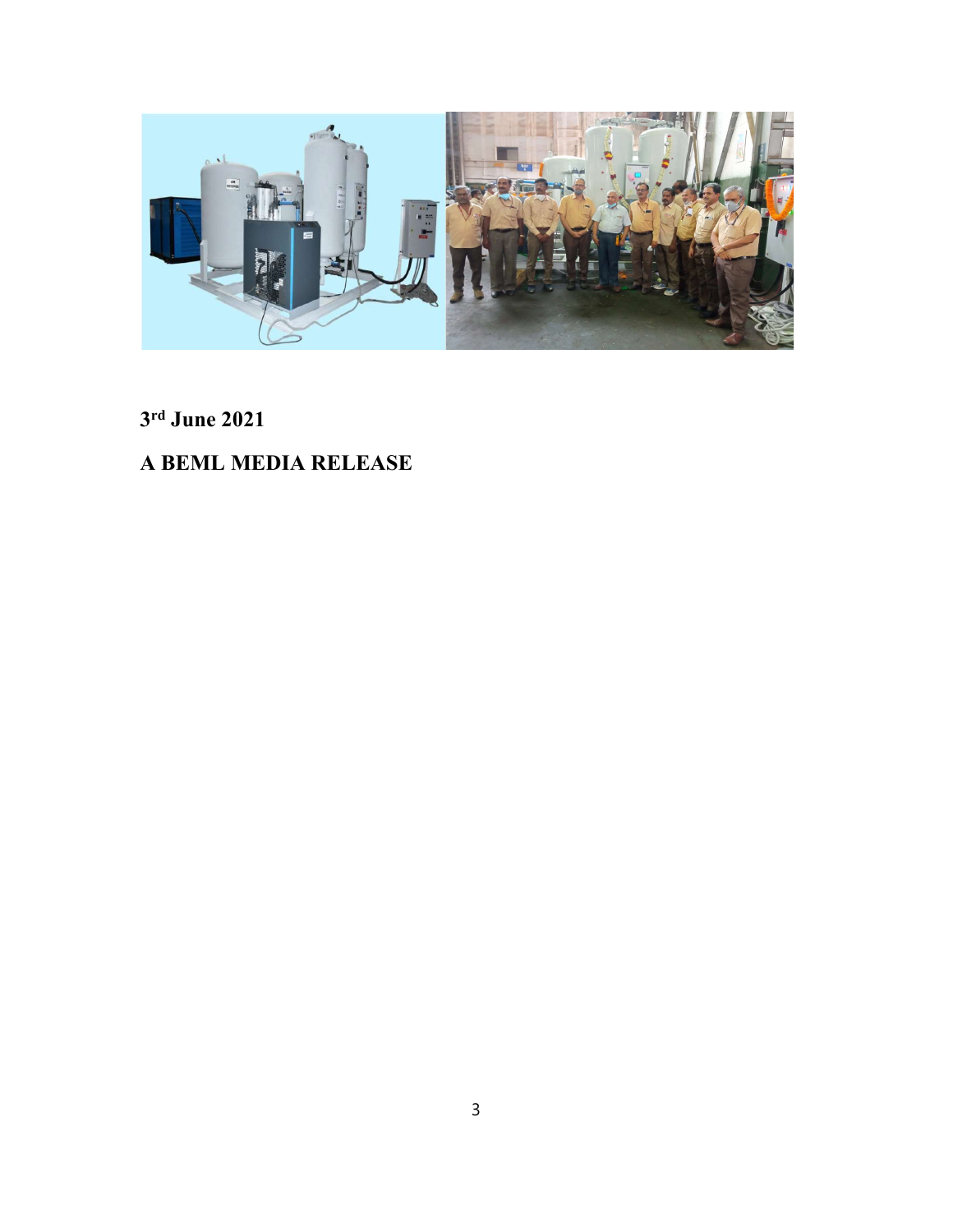**3rd June 2021**

**A BEML MEDIA RELEASE**